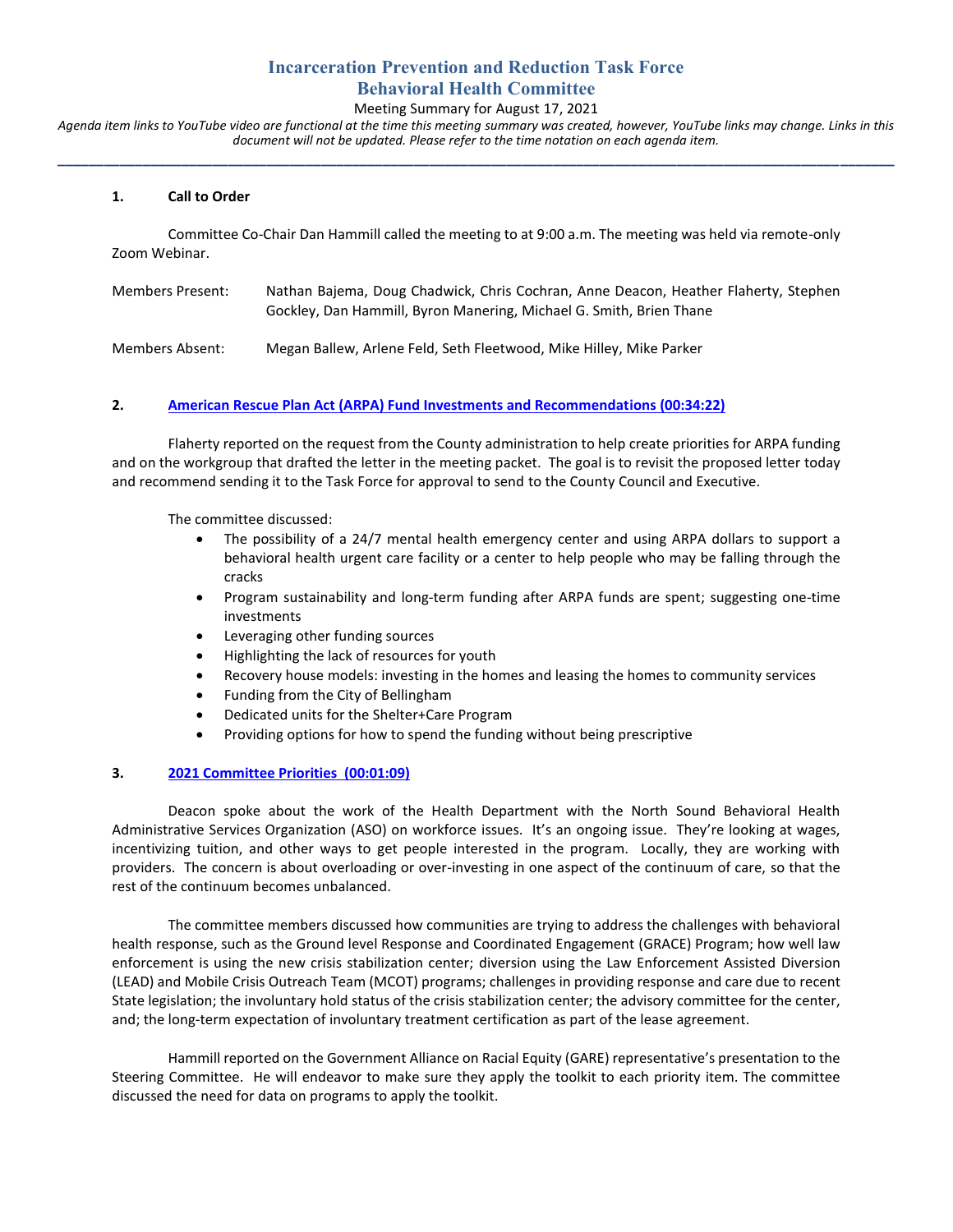# Incarceration Prevention and Reduction Task Force
# Behavioral Health Committee

Meeting Summary for August 17, 2021

*Agenda item links to YouTube video are functional at the time this meeting summary was created, however, YouTube links may change. Links in this document will not be updated. Please refer to the time notation on each agenda item.*

---

**1. Call to Order**

Committee Co-Chair Dan Hammill called the meeting to at 9:00 a.m. The meeting was held via remote-only Zoom Webinar.

Members Present: Nathan Bajema, Doug Chadwick, Chris Cochran, Anne Deacon, Heather Flaherty, Stephen Gockley, Dan Hammill, Byron Manering, Michael G. Smith, Brien Thane

Members Absent: Megan Ballew, Arlene Feld, Seth Fleetwood, Mike Hilley, Mike Parker

**2. American Rescue Plan Act (ARPA) Fund Investments and Recommendations (00:34:22)**

Flaherty reported on the request from the County administration to help create priorities for ARPA funding and on the workgroup that drafted the letter in the meeting packet. The goal is to revisit the proposed letter today and recommend sending it to the Task Force for approval to send to the County Council and Executive.

The committee discussed:

- The possibility of a 24/7 mental health emergency center and using ARPA dollars to support a behavioral health urgent care facility or a center to help people who may be falling through the cracks
- Program sustainability and long-term funding after ARPA funds are spent; suggesting one-time investments
- Leveraging other funding sources
- Highlighting the lack of resources for youth
- Recovery house models: investing in the homes and leasing the homes to community services
- Funding from the City of Bellingham
- Dedicated units for the Shelter+Care Program
- Providing options for how to spend the funding without being prescriptive

**3. 2021 Committee Priorities (00:01:09)**

Deacon spoke about the work of the Health Department with the North Sound Behavioral Health Administrative Services Organization (ASO) on workforce issues. It's an ongoing issue. They're looking at wages, incentivizing tuition, and other ways to get people interested in the program. Locally, they are working with providers. The concern is about overloading or over-investing in one aspect of the continuum of care, so that the rest of the continuum becomes unbalanced.

The committee members discussed how communities are trying to address the challenges with behavioral health response, such as the Ground level Response and Coordinated Engagement (GRACE) Program; how well law enforcement is using the new crisis stabilization center; diversion using the Law Enforcement Assisted Diversion (LEAD) and Mobile Crisis Outreach Team (MCOT) programs; challenges in providing response and care due to recent State legislation; the involuntary hold status of the crisis stabilization center; the advisory committee for the center, and; the long-term expectation of involuntary treatment certification as part of the lease agreement.

Hammill reported on the Government Alliance on Racial Equity (GARE) representative's presentation to the Steering Committee. He will endeavor to make sure they apply the toolkit to each priority item. The committee discussed the need for data on programs to apply the toolkit.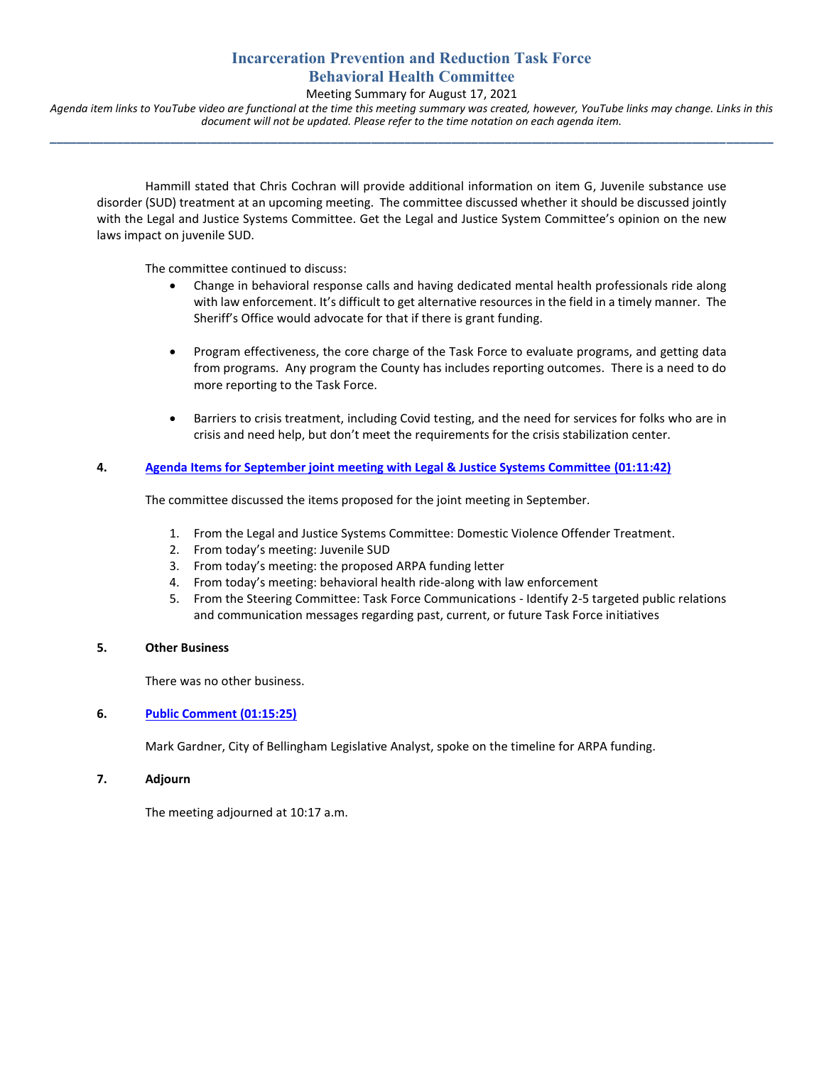Hammill stated that Chris Cochran will provide additional information on item G, Juvenile substance use disorder (SUD) treatment at an upcoming meeting. The committee discussed whether it should be discussed jointly with the Legal and Justice Systems Committee. Get the Legal and Justice System Committee's opinion on the new laws impact on juvenile SUD.

The committee continued to discuss:

- Change in behavioral response calls and having dedicated mental health professionals ride along with law enforcement. It's difficult to get alternative resources in the field in a timely manner. The Sheriff's Office would advocate for that if there is grant funding.
- Program effectiveness, the core charge of the Task Force to evaluate programs, and getting data from programs. Any program the County has includes reporting outcomes. There is a need to do more reporting to the Task Force.
- Barriers to crisis treatment, including Covid testing, and the need for services for folks who are in crisis and need help, but don't meet the requirements for the crisis stabilization center.

**4. Agenda Items for September joint meeting with Legal & Justice Systems Committee (01:11:42)**

The committee discussed the items proposed for the joint meeting in September.

1. From the Legal and Justice Systems Committee: Domestic Violence Offender Treatment.
2. From today's meeting: Juvenile SUD
3. From today's meeting: the proposed ARPA funding letter
4. From today's meeting: behavioral health ride-along with law enforcement
5. From the Steering Committee: Task Force Communications - Identify 2-5 targeted public relations and communication messages regarding past, current, or future Task Force initiatives

**5. Other Business**

There was no other business.

**6. Public Comment (01:15:25)**

Mark Gardner, City of Bellingham Legislative Analyst, spoke on the timeline for ARPA funding.

**7. Adjourn**

The meeting adjourned at 10:17 a.m.